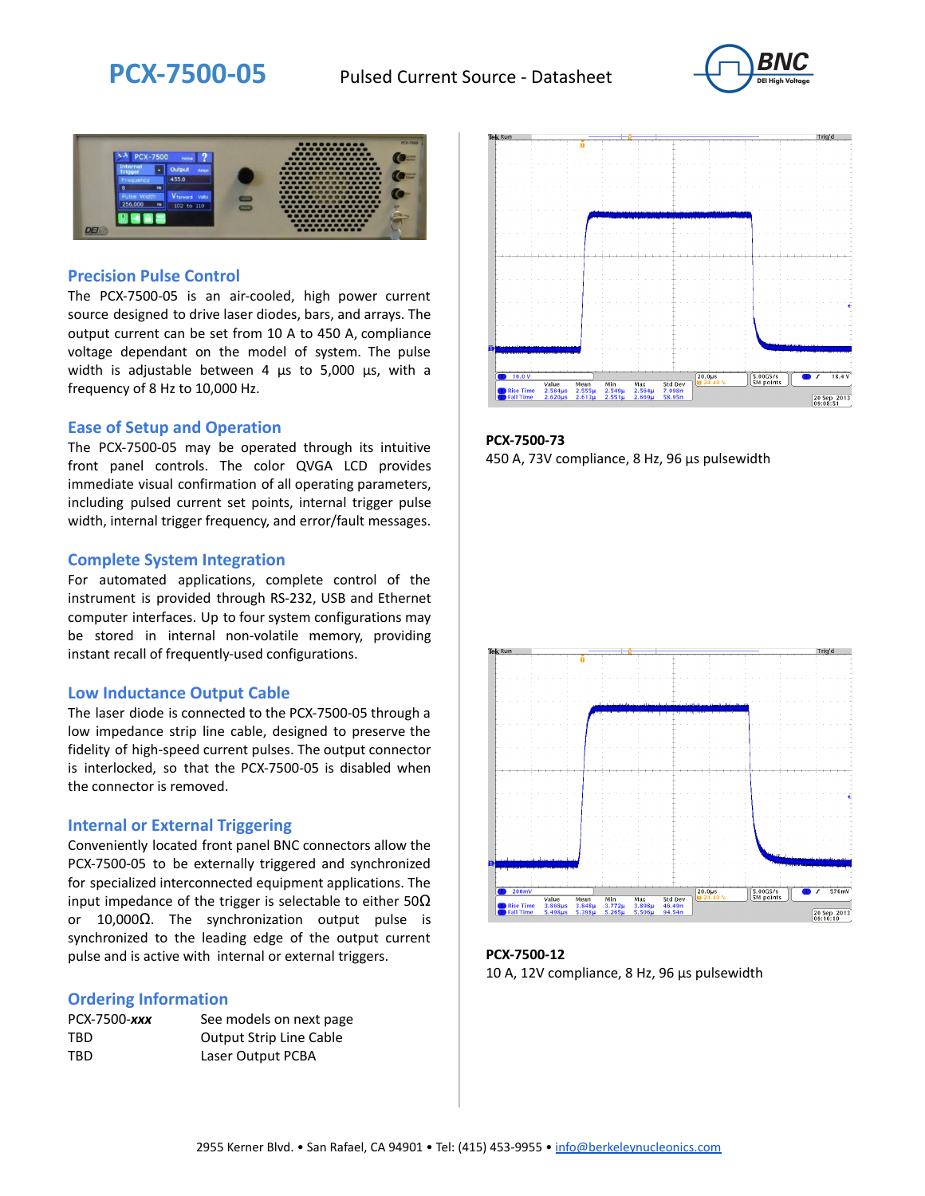# PCX-7500-05

Pulsed Current Source - Datasheet

## Precision Pulse Control

The PCX-7500-05 is an air-cooled, high power current source designed to drive laser diodes, bars, and arrays. The output current can be set from 10 A to 450 A, compliance voltage dependant on the model of system. The pulse width is adjustable between 4 µs to 5,000 µs, with a frequency of 8 Hz to 10,000 Hz.

## Ease of Setup and Operation

The PCX-7500-05 may be operated through its intuitive front panel controls. The color QVGA LCD provides immediate visual confirmation of all operating parameters, including pulsed current set points, internal trigger pulse width, internal trigger frequency, and error/fault messages.

## Complete System Integration

For automated applications, complete control of the instrument is provided through RS-232, USB and Ethernet computer interfaces. Up to four system configurations may be stored in internal non-volatile memory, providing instant recall of frequently-used configurations.

## Low Inductance Output Cable

The laser diode is connected to the PCX-7500-05 through a low impedance strip line cable, designed to preserve the fidelity of high-speed current pulses. The output connector is interlocked, so that the PCX-7500-05 is disabled when the connector is removed.

## Internal or External Triggering

Conveniently located front panel BNC connectors allow the PCX-7500-05 to be externally triggered and synchronized for specialized interconnected equipment applications. The input impedance of the trigger is selectable to either 50Ω or 10,000Ω. The synchronization output pulse is synchronized to the leading edge of the output current pulse and is active with internal or external triggers.

## Ordering Information

| | |
|---|---|
| PCX-7500-***xxx*** | See models on next page |
| TBD | Output Strip Line Cable |
| TBD | Laser Output PCBA |

**PCX-7500-73**
450 A, 73V compliance, 8 Hz, 96 µs pulsewidth

**PCX-7500-12**
10 A, 12V compliance, 8 Hz, 96 µs pulsewidth

2955 Kerner Blvd. • San Rafael, CA 94901 • Tel: (415) 453-9955 • info@berkeleynucleonics.com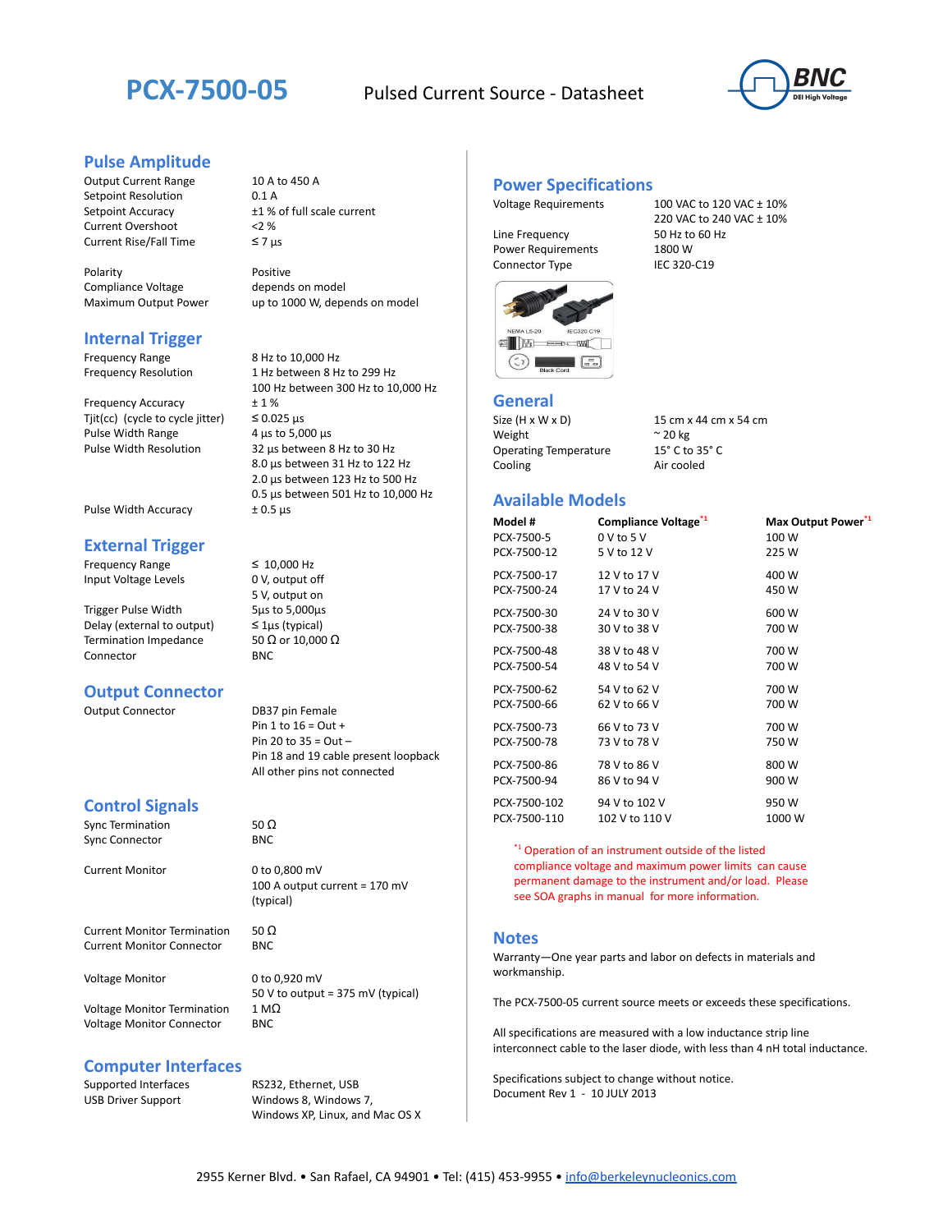# PCX-7500-05

Pulsed Current Source - Datasheet

## Pulse Amplitude

| | |
|---|---|
| Output Current Range | 10 A to 450 A |
| Setpoint Resolution | 0.1 A |
| Setpoint Accuracy | ±1 % of full scale current |
| Current Overshoot | <2 % |
| Current Rise/Fall Time | ≤ 7 µs |
| Polarity | Positive |
| Compliance Voltage | depends on model |
| Maximum Output Power | up to 1000 W, depends on model |

## Internal Trigger

| | |
|---|---|
| Frequency Range | 8 Hz to 10,000 Hz |
| Frequency Resolution | 1 Hz between 8 Hz to 299 Hz<br>100 Hz between 300 Hz to 10,000 Hz |
| Frequency Accuracy | ± 1 % |
| Tjit(cc) (cycle to cycle jitter) | ≤ 0.025 µs |
| Pulse Width Range | 4 µs to 5,000 µs |
| Pulse Width Resolution | 32 µs between 8 Hz to 30 Hz<br>8.0 µs between 31 Hz to 122 Hz<br>2.0 µs between 123 Hz to 500 Hz<br>0.5 µs between 501 Hz to 10,000 Hz |
| Pulse Width Accuracy | ± 0.5 µs |

## External Trigger

| | |
|---|---|
| Frequency Range | ≤ 10,000 Hz |
| Input Voltage Levels | 0 V, output off<br>5 V, output on |
| Trigger Pulse Width | 5µs to 5,000µs |
| Delay (external to output) | ≤ 1µs (typical) |
| Termination Impedance | 50 Ω or 10,000 Ω |
| Connector | BNC |

## Output Connector

| | |
|---|---|
| Output Connector | DB37 pin Female<br>Pin 1 to 16 = Out +<br>Pin 20 to 35 = Out –<br>Pin 18 and 19 cable present loopback<br>All other pins not connected |

## Control Signals

| | |
|---|---|
| Sync Termination | 50 Ω |
| Sync Connector | BNC |
| Current Monitor | 0 to 0,800 mV<br>100 A output current = 170 mV (typical) |
| Current Monitor Termination | 50 Ω |
| Current Monitor Connector | BNC |
| Voltage Monitor | 0 to 0,920 mV<br>50 V to output = 375 mV (typical) |
| Voltage Monitor Termination | 1 MΩ |
| Voltage Monitor Connector | BNC |

## Computer Interfaces

| | |
|---|---|
| Supported Interfaces | RS232, Ethernet, USB |
| USB Driver Support | Windows 8, Windows 7,<br>Windows XP, Linux, and Mac OS X |

## Power Specifications

| | |
|---|---|
| Voltage Requirements | 100 VAC to 120 VAC ± 10%<br>220 VAC to 240 VAC ± 10% |
| Line Frequency | 50 Hz to 60 Hz |
| Power Requirements | 1800 W |
| Connector Type | IEC 320-C19 |

NEMA L5-20 IEC320 C19

Black Cord

## General

| | |
|---|---|
| Size (H x W x D) | 15 cm x 44 cm x 54 cm |
| Weight | ~ 20 kg |
| Operating Temperature | 15° C to 35° C |
| Cooling | Air cooled |

## Available Models

| Model # | Compliance Voltage[*1] | Max Output Power[*1] |
|---|---|---|
| PCX-7500-5 | 0 V to 5 V | 100 W |
| PCX-7500-12 | 5 V to 12 V | 225 W |
| PCX-7500-17 | 12 V to 17 V | 400 W |
| PCX-7500-24 | 17 V to 24 V | 450 W |
| PCX-7500-30 | 24 V to 30 V | 600 W |
| PCX-7500-38 | 30 V to 38 V | 700 W |
| PCX-7500-48 | 38 V to 48 V | 700 W |
| PCX-7500-54 | 48 V to 54 V | 700 W |
| PCX-7500-62 | 54 V to 62 V | 700 W |
| PCX-7500-66 | 62 V to 66 V | 700 W |
| PCX-7500-73 | 66 V to 73 V | 700 W |
| PCX-7500-78 | 73 V to 78 V | 750 W |
| PCX-7500-86 | 78 V to 86 V | 800 W |
| PCX-7500-94 | 86 V to 94 V | 900 W |
| PCX-7500-102 | 94 V to 102 V | 950 W |
| PCX-7500-110 | 102 V to 110 V | 1000 W |

[*1] Operation of an instrument outside of the listed compliance voltage and maximum power limits can cause permanent damage to the instrument and/or load. Please see SOA graphs in manual for more information.

## Notes

Warranty—One year parts and labor on defects in materials and workmanship.

The PCX-7500-05 current source meets or exceeds these specifications.

All specifications are measured with a low inductance strip line interconnect cable to the laser diode, with less than 4 nH total inductance.

Specifications subject to change without notice.
Document Rev 1 - 10 JULY 2013

2955 Kerner Blvd. • San Rafael, CA 94901 • Tel: (415) 453-9955 • info@berkeleynucleonics.com